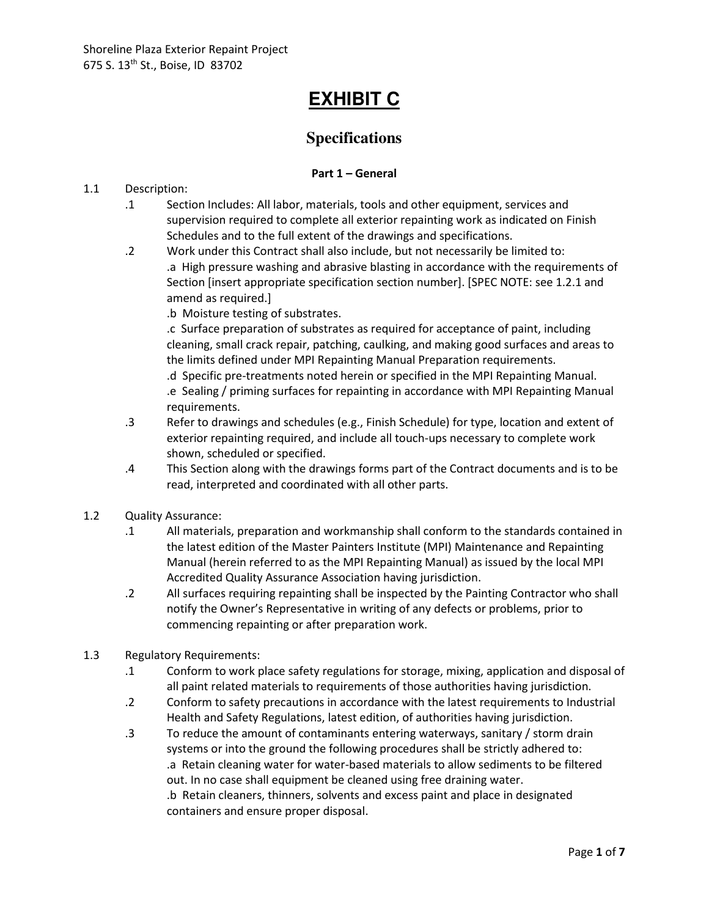Shoreline Plaza Exterior Repaint Project
675 S. 13th St., Boise, ID 83702

# EXHIBIT C

## Specifications

**Part 1 – General**

1.1 Description:

.1 Section Includes: All labor, materials, tools and other equipment, services and supervision required to complete all exterior repainting work as indicated on Finish Schedules and to the full extent of the drawings and specifications.

.2 Work under this Contract shall also include, but not necessarily be limited to:
.a High pressure washing and abrasive blasting in accordance with the requirements of Section [insert appropriate specification section number]. [SPEC NOTE: see 1.2.1 and amend as required.]
.b Moisture testing of substrates.
.c Surface preparation of substrates as required for acceptance of paint, including cleaning, small crack repair, patching, caulking, and making good surfaces and areas to the limits defined under MPI Repainting Manual Preparation requirements.
.d Specific pre-treatments noted herein or specified in the MPI Repainting Manual.
.e Sealing / priming surfaces for repainting in accordance with MPI Repainting Manual requirements.

.3 Refer to drawings and schedules (e.g., Finish Schedule) for type, location and extent of exterior repainting required, and include all touch-ups necessary to complete work shown, scheduled or specified.

.4 This Section along with the drawings forms part of the Contract documents and is to be read, interpreted and coordinated with all other parts.

1.2 Quality Assurance:

.1 All materials, preparation and workmanship shall conform to the standards contained in the latest edition of the Master Painters Institute (MPI) Maintenance and Repainting Manual (herein referred to as the MPI Repainting Manual) as issued by the local MPI Accredited Quality Assurance Association having jurisdiction.

.2 All surfaces requiring repainting shall be inspected by the Painting Contractor who shall notify the Owner's Representative in writing of any defects or problems, prior to commencing repainting or after preparation work.

1.3 Regulatory Requirements:

.1 Conform to work place safety regulations for storage, mixing, application and disposal of all paint related materials to requirements of those authorities having jurisdiction.

.2 Conform to safety precautions in accordance with the latest requirements to Industrial Health and Safety Regulations, latest edition, of authorities having jurisdiction.

.3 To reduce the amount of contaminants entering waterways, sanitary / storm drain systems or into the ground the following procedures shall be strictly adhered to:
.a Retain cleaning water for water-based materials to allow sediments to be filtered out. In no case shall equipment be cleaned using free draining water.
.b Retain cleaners, thinners, solvents and excess paint and place in designated containers and ensure proper disposal.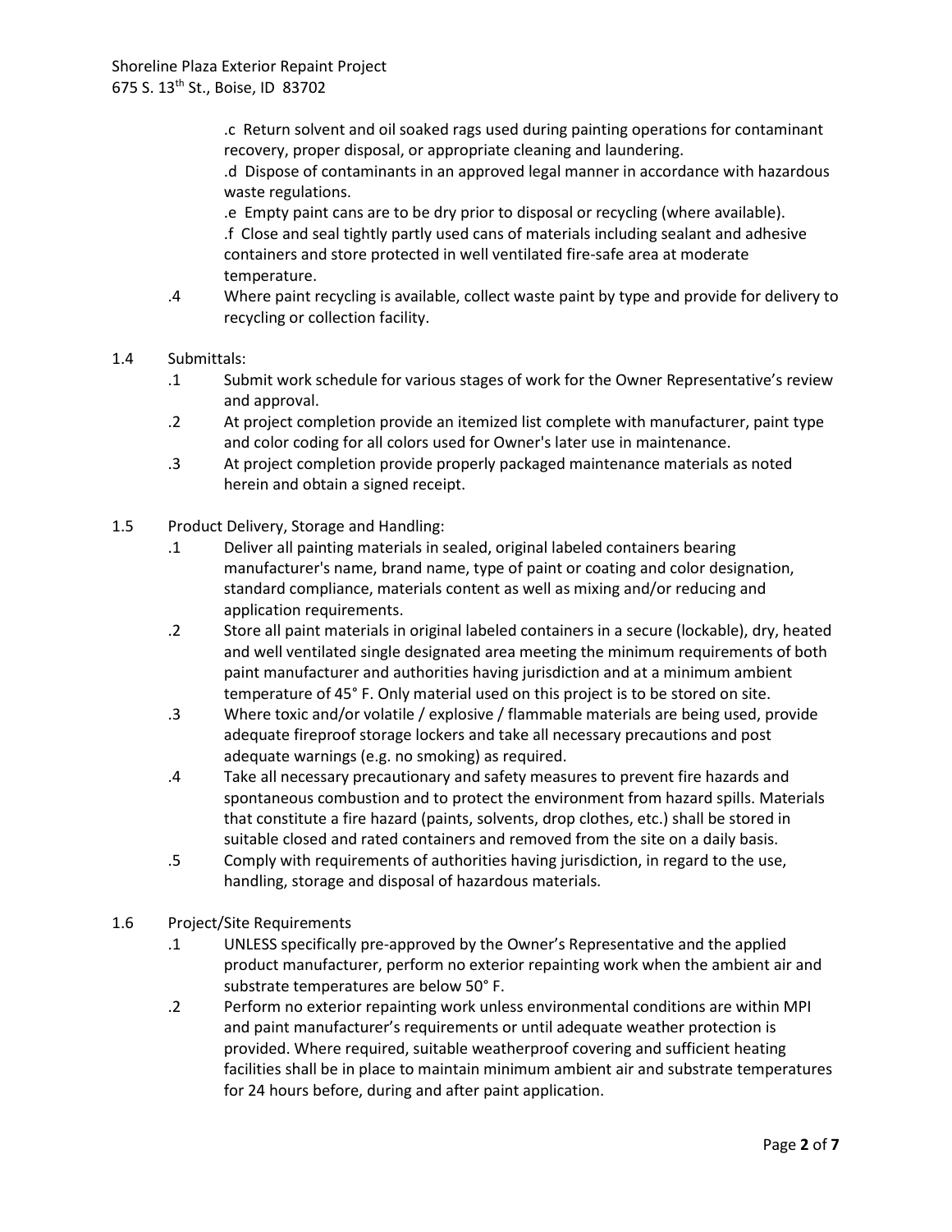.c Return solvent and oil soaked rags used during painting operations for contaminant recovery, proper disposal, or appropriate cleaning and laundering.

.d Dispose of contaminants in an approved legal manner in accordance with hazardous waste regulations.

.e Empty paint cans are to be dry prior to disposal or recycling (where available).

.f Close and seal tightly partly used cans of materials including sealant and adhesive containers and store protected in well ventilated fire-safe area at moderate temperature.

.4 Where paint recycling is available, collect waste paint by type and provide for delivery to recycling or collection facility.

1.4 Submittals:

.1 Submit work schedule for various stages of work for the Owner Representative's review and approval.

.2 At project completion provide an itemized list complete with manufacturer, paint type and color coding for all colors used for Owner's later use in maintenance.

.3 At project completion provide properly packaged maintenance materials as noted herein and obtain a signed receipt.

1.5 Product Delivery, Storage and Handling:

.1 Deliver all painting materials in sealed, original labeled containers bearing manufacturer's name, brand name, type of paint or coating and color designation, standard compliance, materials content as well as mixing and/or reducing and application requirements.

.2 Store all paint materials in original labeled containers in a secure (lockable), dry, heated and well ventilated single designated area meeting the minimum requirements of both paint manufacturer and authorities having jurisdiction and at a minimum ambient temperature of 45° F. Only material used on this project is to be stored on site.

.3 Where toxic and/or volatile / explosive / flammable materials are being used, provide adequate fireproof storage lockers and take all necessary precautions and post adequate warnings (e.g. no smoking) as required.

.4 Take all necessary precautionary and safety measures to prevent fire hazards and spontaneous combustion and to protect the environment from hazard spills. Materials that constitute a fire hazard (paints, solvents, drop clothes, etc.) shall be stored in suitable closed and rated containers and removed from the site on a daily basis.

.5 Comply with requirements of authorities having jurisdiction, in regard to the use, handling, storage and disposal of hazardous materials.

1.6 Project/Site Requirements

.1 UNLESS specifically pre-approved by the Owner's Representative and the applied product manufacturer, perform no exterior repainting work when the ambient air and substrate temperatures are below 50° F.

.2 Perform no exterior repainting work unless environmental conditions are within MPI and paint manufacturer's requirements or until adequate weather protection is provided. Where required, suitable weatherproof covering and sufficient heating facilities shall be in place to maintain minimum ambient air and substrate temperatures for 24 hours before, during and after paint application.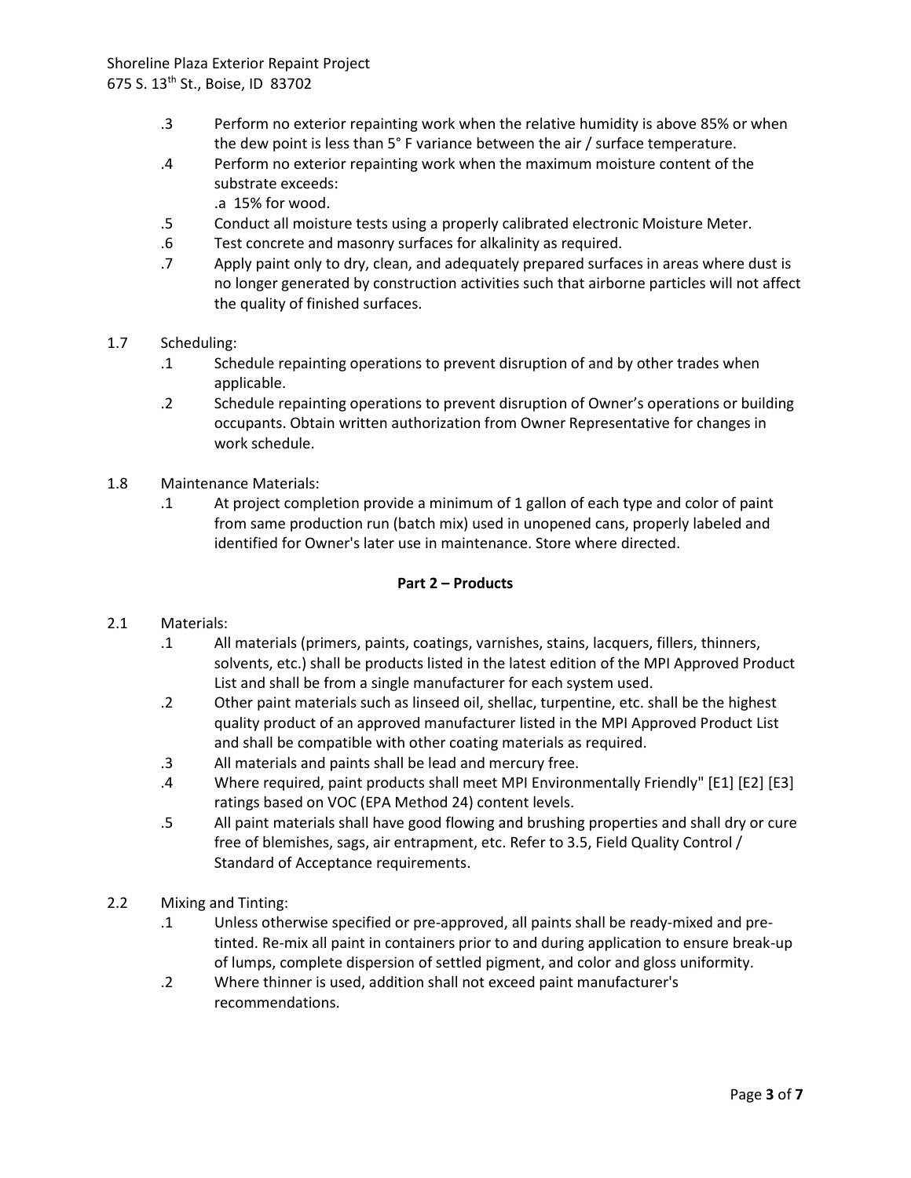.3 Perform no exterior repainting work when the relative humidity is above 85% or when the dew point is less than 5° F variance between the air / surface temperature.

.4 Perform no exterior repainting work when the maximum moisture content of the substrate exceeds:

.a 15% for wood.

.5 Conduct all moisture tests using a properly calibrated electronic Moisture Meter.

.6 Test concrete and masonry surfaces for alkalinity as required.

.7 Apply paint only to dry, clean, and adequately prepared surfaces in areas where dust is no longer generated by construction activities such that airborne particles will not affect the quality of finished surfaces.

1.7 Scheduling:

.1 Schedule repainting operations to prevent disruption of and by other trades when applicable.

.2 Schedule repainting operations to prevent disruption of Owner's operations or building occupants. Obtain written authorization from Owner Representative for changes in work schedule.

1.8 Maintenance Materials:

.1 At project completion provide a minimum of 1 gallon of each type and color of paint from same production run (batch mix) used in unopened cans, properly labeled and identified for Owner's later use in maintenance. Store where directed.

## Part 2 – Products

2.1 Materials:

.1 All materials (primers, paints, coatings, varnishes, stains, lacquers, fillers, thinners, solvents, etc.) shall be products listed in the latest edition of the MPI Approved Product List and shall be from a single manufacturer for each system used.

.2 Other paint materials such as linseed oil, shellac, turpentine, etc. shall be the highest quality product of an approved manufacturer listed in the MPI Approved Product List and shall be compatible with other coating materials as required.

.3 All materials and paints shall be lead and mercury free.

.4 Where required, paint products shall meet MPI Environmentally Friendly" [E1] [E2] [E3] ratings based on VOC (EPA Method 24) content levels.

.5 All paint materials shall have good flowing and brushing properties and shall dry or cure free of blemishes, sags, air entrapment, etc. Refer to 3.5, Field Quality Control / Standard of Acceptance requirements.

2.2 Mixing and Tinting:

.1 Unless otherwise specified or pre-approved, all paints shall be ready-mixed and pre-tinted. Re-mix all paint in containers prior to and during application to ensure break-up of lumps, complete dispersion of settled pigment, and color and gloss uniformity.

.2 Where thinner is used, addition shall not exceed paint manufacturer's recommendations.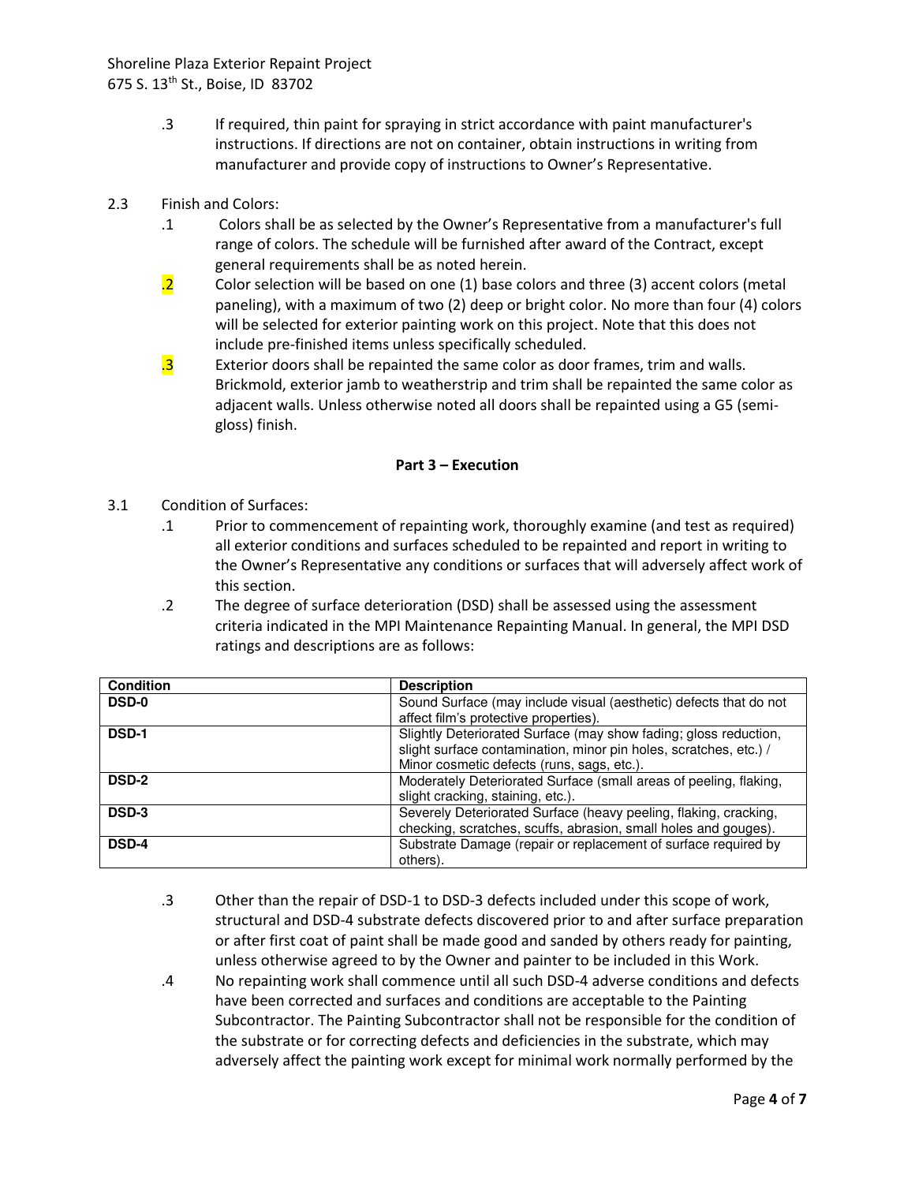.3 If required, thin paint for spraying in strict accordance with paint manufacturer's instructions. If directions are not on container, obtain instructions in writing from manufacturer and provide copy of instructions to Owner's Representative.

2.3 Finish and Colors:

.1 Colors shall be as selected by the Owner's Representative from a manufacturer's full range of colors. The schedule will be furnished after award of the Contract, except general requirements shall be as noted herein.

.2 Color selection will be based on one (1) base colors and three (3) accent colors (metal paneling), with a maximum of two (2) deep or bright color. No more than four (4) colors will be selected for exterior painting work on this project. Note that this does not include pre-finished items unless specifically scheduled.

.3 Exterior doors shall be repainted the same color as door frames, trim and walls. Brickmold, exterior jamb to weatherstrip and trim shall be repainted the same color as adjacent walls. Unless otherwise noted all doors shall be repainted using a G5 (semi-gloss) finish.

## Part 3 – Execution

3.1 Condition of Surfaces:

.1 Prior to commencement of repainting work, thoroughly examine (and test as required) all exterior conditions and surfaces scheduled to be repainted and report in writing to the Owner's Representative any conditions or surfaces that will adversely affect work of this section.

.2 The degree of surface deterioration (DSD) shall be assessed using the assessment criteria indicated in the MPI Maintenance Repainting Manual. In general, the MPI DSD ratings and descriptions are as follows:

| Condition | Description |
|---|---|
| **DSD-0** | Sound Surface (may include visual (aesthetic) defects that do not affect film's protective properties). |
| **DSD-1** | Slightly Deteriorated Surface (may show fading; gloss reduction, slight surface contamination, minor pin holes, scratches, etc.) / Minor cosmetic defects (runs, sags, etc.). |
| **DSD-2** | Moderately Deteriorated Surface (small areas of peeling, flaking, slight cracking, staining, etc.). |
| **DSD-3** | Severely Deteriorated Surface (heavy peeling, flaking, cracking, checking, scratches, scuffs, abrasion, small holes and gouges). |
| **DSD-4** | Substrate Damage (repair or replacement of surface required by others). |

.3 Other than the repair of DSD-1 to DSD-3 defects included under this scope of work, structural and DSD-4 substrate defects discovered prior to and after surface preparation or after first coat of paint shall be made good and sanded by others ready for painting, unless otherwise agreed to by the Owner and painter to be included in this Work.

.4 No repainting work shall commence until all such DSD-4 adverse conditions and defects have been corrected and surfaces and conditions are acceptable to the Painting Subcontractor. The Painting Subcontractor shall not be responsible for the condition of the substrate or for correcting defects and deficiencies in the substrate, which may adversely affect the painting work except for minimal work normally performed by the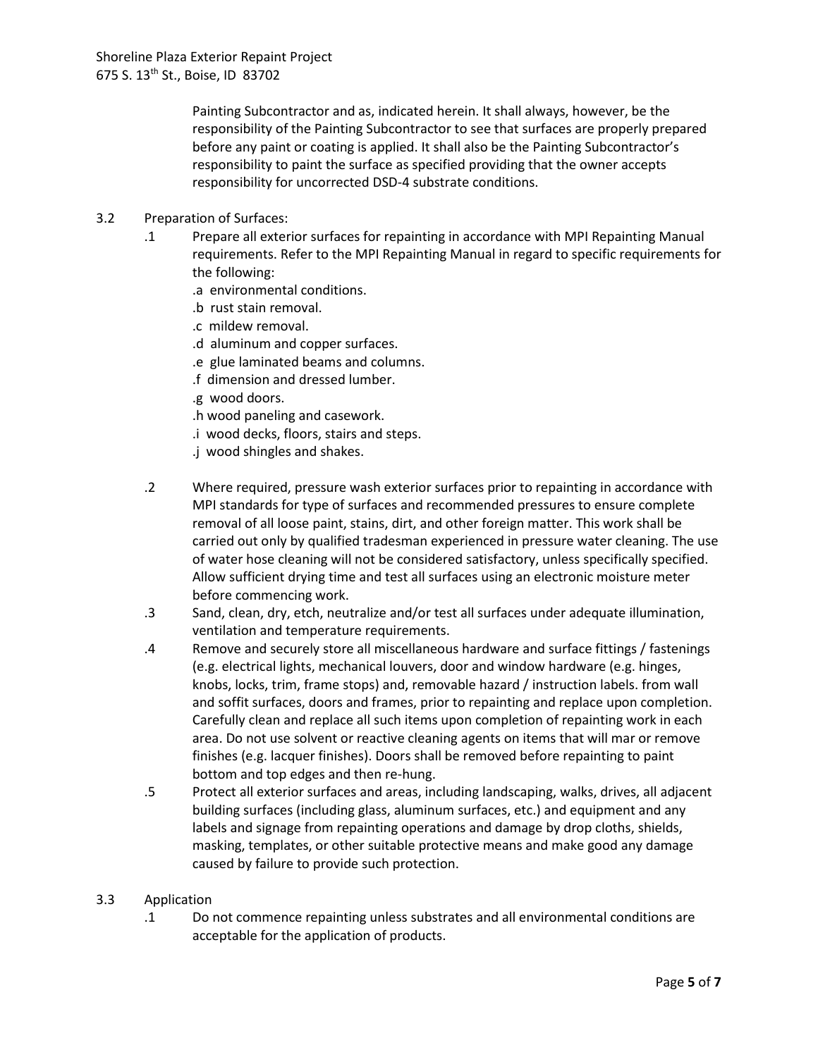Painting Subcontractor and as, indicated herein. It shall always, however, be the responsibility of the Painting Subcontractor to see that surfaces are properly prepared before any paint or coating is applied. It shall also be the Painting Subcontractor's responsibility to paint the surface as specified providing that the owner accepts responsibility for uncorrected DSD-4 substrate conditions.

3.2 Preparation of Surfaces:

.1 Prepare all exterior surfaces for repainting in accordance with MPI Repainting Manual requirements. Refer to the MPI Repainting Manual in regard to specific requirements for the following:

.a environmental conditions.
.b rust stain removal.
.c mildew removal.
.d aluminum and copper surfaces.
.e glue laminated beams and columns.
.f dimension and dressed lumber.
.g wood doors.
.h wood paneling and casework.
.i wood decks, floors, stairs and steps.
.j wood shingles and shakes.

.2 Where required, pressure wash exterior surfaces prior to repainting in accordance with MPI standards for type of surfaces and recommended pressures to ensure complete removal of all loose paint, stains, dirt, and other foreign matter. This work shall be carried out only by qualified tradesman experienced in pressure water cleaning. The use of water hose cleaning will not be considered satisfactory, unless specifically specified. Allow sufficient drying time and test all surfaces using an electronic moisture meter before commencing work.

.3 Sand, clean, dry, etch, neutralize and/or test all surfaces under adequate illumination, ventilation and temperature requirements.

.4 Remove and securely store all miscellaneous hardware and surface fittings / fastenings (e.g. electrical lights, mechanical louvers, door and window hardware (e.g. hinges, knobs, locks, trim, frame stops) and, removable hazard / instruction labels. from wall and soffit surfaces, doors and frames, prior to repainting and replace upon completion. Carefully clean and replace all such items upon completion of repainting work in each area. Do not use solvent or reactive cleaning agents on items that will mar or remove finishes (e.g. lacquer finishes). Doors shall be removed before repainting to paint bottom and top edges and then re-hung.

.5 Protect all exterior surfaces and areas, including landscaping, walks, drives, all adjacent building surfaces (including glass, aluminum surfaces, etc.) and equipment and any labels and signage from repainting operations and damage by drop cloths, shields, masking, templates, or other suitable protective means and make good any damage caused by failure to provide such protection.

3.3 Application

.1 Do not commence repainting unless substrates and all environmental conditions are acceptable for the application of products.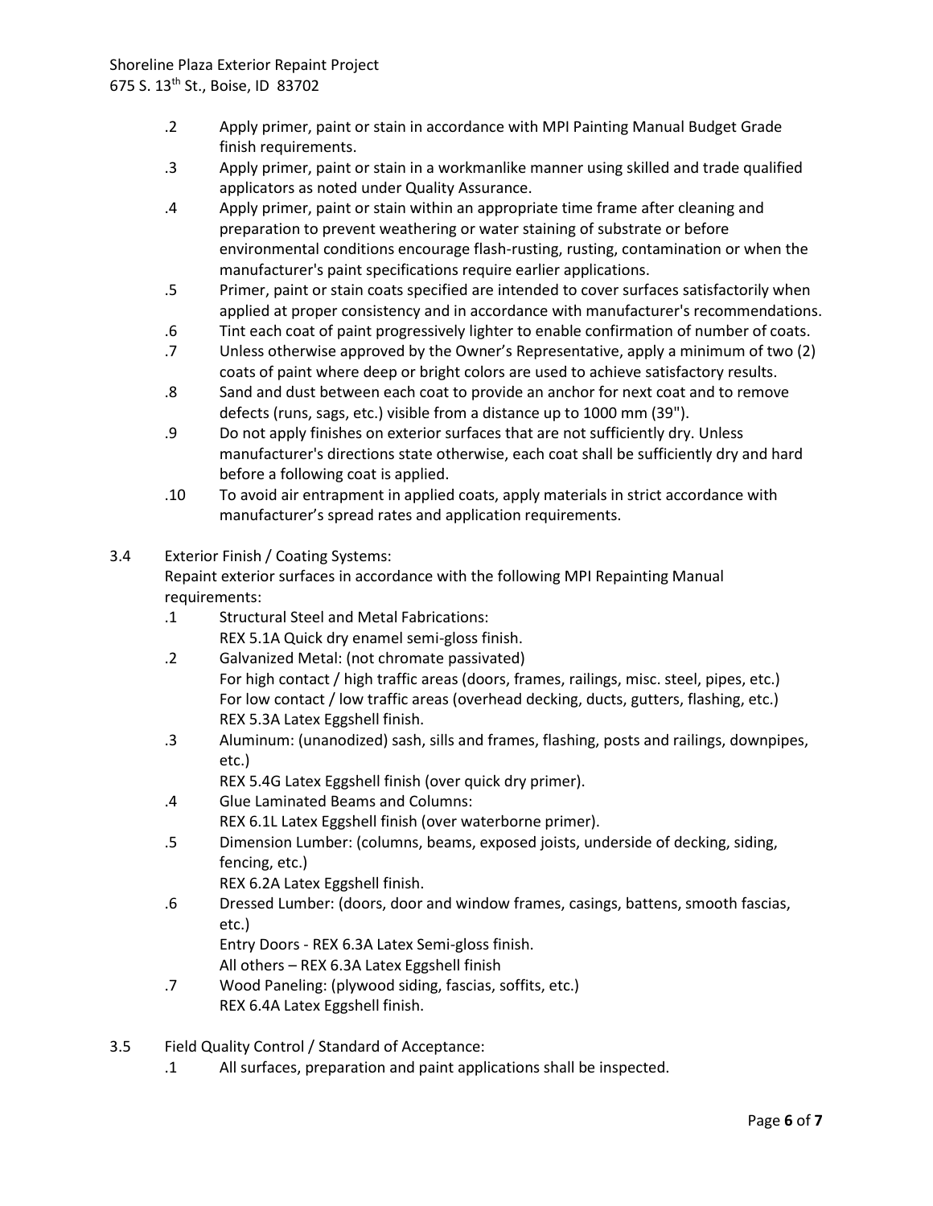.2 Apply primer, paint or stain in accordance with MPI Painting Manual Budget Grade finish requirements.

.3 Apply primer, paint or stain in a workmanlike manner using skilled and trade qualified applicators as noted under Quality Assurance.

.4 Apply primer, paint or stain within an appropriate time frame after cleaning and preparation to prevent weathering or water staining of substrate or before environmental conditions encourage flash-rusting, rusting, contamination or when the manufacturer's paint specifications require earlier applications.

.5 Primer, paint or stain coats specified are intended to cover surfaces satisfactorily when applied at proper consistency and in accordance with manufacturer's recommendations.

.6 Tint each coat of paint progressively lighter to enable confirmation of number of coats.

.7 Unless otherwise approved by the Owner's Representative, apply a minimum of two (2) coats of paint where deep or bright colors are used to achieve satisfactory results.

.8 Sand and dust between each coat to provide an anchor for next coat and to remove defects (runs, sags, etc.) visible from a distance up to 1000 mm (39").

.9 Do not apply finishes on exterior surfaces that are not sufficiently dry. Unless manufacturer's directions state otherwise, each coat shall be sufficiently dry and hard before a following coat is applied.

.10 To avoid air entrapment in applied coats, apply materials in strict accordance with manufacturer's spread rates and application requirements.

3.4 Exterior Finish / Coating Systems:

Repaint exterior surfaces in accordance with the following MPI Repainting Manual requirements:

.1 Structural Steel and Metal Fabrications:
REX 5.1A Quick dry enamel semi-gloss finish.

.2 Galvanized Metal: (not chromate passivated)
For high contact / high traffic areas (doors, frames, railings, misc. steel, pipes, etc.)
For low contact / low traffic areas (overhead decking, ducts, gutters, flashing, etc.)
REX 5.3A Latex Eggshell finish.

.3 Aluminum: (unanodized) sash, sills and frames, flashing, posts and railings, downpipes, etc.)
REX 5.4G Latex Eggshell finish (over quick dry primer).

.4 Glue Laminated Beams and Columns:
REX 6.1L Latex Eggshell finish (over waterborne primer).

.5 Dimension Lumber: (columns, beams, exposed joists, underside of decking, siding, fencing, etc.)
REX 6.2A Latex Eggshell finish.

.6 Dressed Lumber: (doors, door and window frames, casings, battens, smooth fascias, etc.)
Entry Doors - REX 6.3A Latex Semi-gloss finish.
All others – REX 6.3A Latex Eggshell finish

.7 Wood Paneling: (plywood siding, fascias, soffits, etc.)
REX 6.4A Latex Eggshell finish.

3.5 Field Quality Control / Standard of Acceptance:

.1 All surfaces, preparation and paint applications shall be inspected.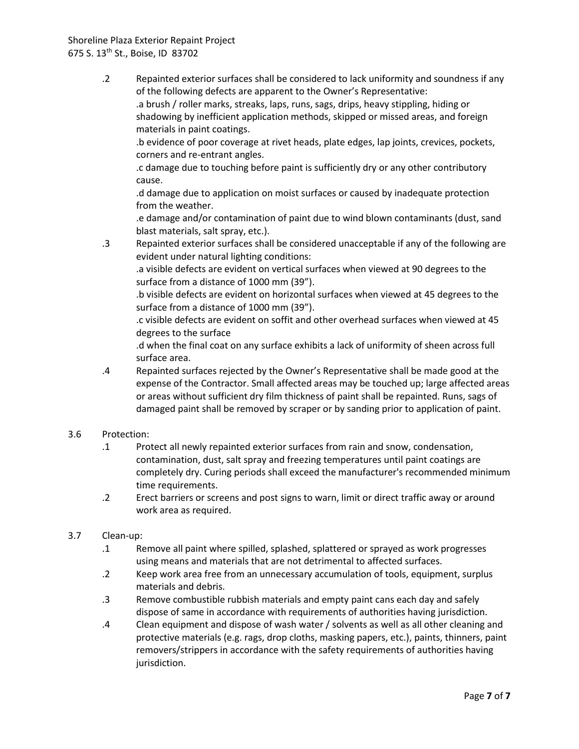.2 Repainted exterior surfaces shall be considered to lack uniformity and soundness if any of the following defects are apparent to the Owner's Representative:

.a brush / roller marks, streaks, laps, runs, sags, drips, heavy stippling, hiding or shadowing by inefficient application methods, skipped or missed areas, and foreign materials in paint coatings.

.b evidence of poor coverage at rivet heads, plate edges, lap joints, crevices, pockets, corners and re-entrant angles.

.c damage due to touching before paint is sufficiently dry or any other contributory cause.

.d damage due to application on moist surfaces or caused by inadequate protection from the weather.

.e damage and/or contamination of paint due to wind blown contaminants (dust, sand blast materials, salt spray, etc.).

.3 Repainted exterior surfaces shall be considered unacceptable if any of the following are evident under natural lighting conditions:

.a visible defects are evident on vertical surfaces when viewed at 90 degrees to the surface from a distance of 1000 mm (39").

.b visible defects are evident on horizontal surfaces when viewed at 45 degrees to the surface from a distance of 1000 mm (39").

.c visible defects are evident on soffit and other overhead surfaces when viewed at 45 degrees to the surface

.d when the final coat on any surface exhibits a lack of uniformity of sheen across full surface area.

.4 Repainted surfaces rejected by the Owner's Representative shall be made good at the expense of the Contractor. Small affected areas may be touched up; large affected areas or areas without sufficient dry film thickness of paint shall be repainted. Runs, sags of damaged paint shall be removed by scraper or by sanding prior to application of paint.

3.6 Protection:

.1 Protect all newly repainted exterior surfaces from rain and snow, condensation, contamination, dust, salt spray and freezing temperatures until paint coatings are completely dry. Curing periods shall exceed the manufacturer's recommended minimum time requirements.

.2 Erect barriers or screens and post signs to warn, limit or direct traffic away or around work area as required.

3.7 Clean-up:

.1 Remove all paint where spilled, splashed, splattered or sprayed as work progresses using means and materials that are not detrimental to affected surfaces.

.2 Keep work area free from an unnecessary accumulation of tools, equipment, surplus materials and debris.

.3 Remove combustible rubbish materials and empty paint cans each day and safely dispose of same in accordance with requirements of authorities having jurisdiction.

.4 Clean equipment and dispose of wash water / solvents as well as all other cleaning and protective materials (e.g. rags, drop cloths, masking papers, etc.), paints, thinners, paint removers/strippers in accordance with the safety requirements of authorities having jurisdiction.